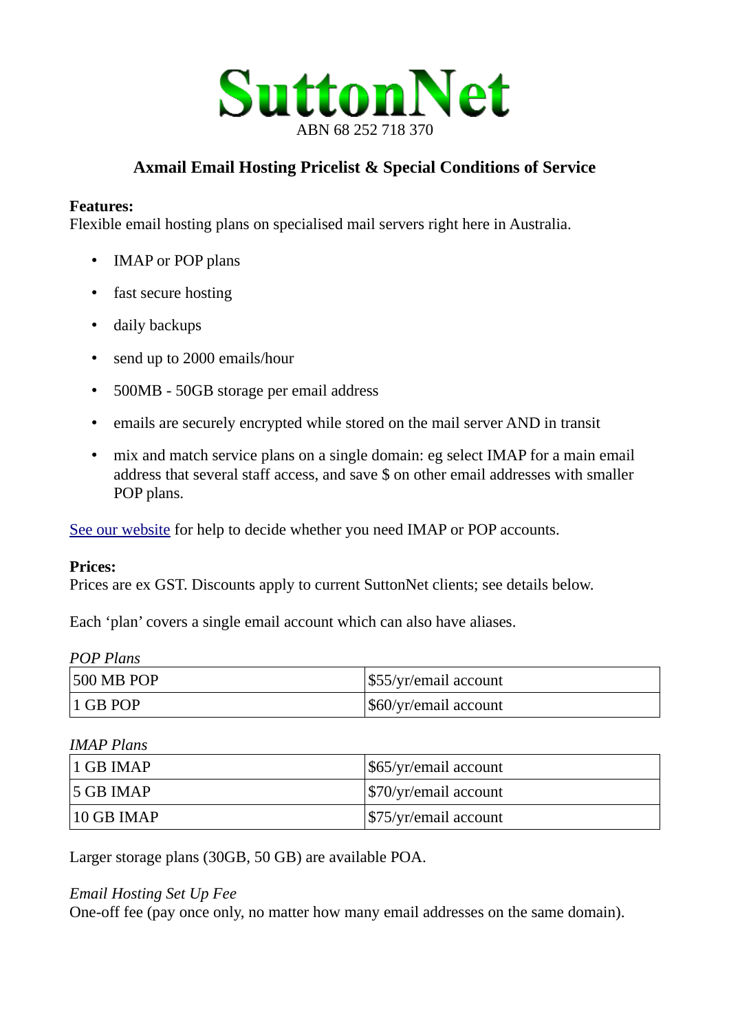# SuttonNet

ABN 68 252 718 370

## Axmail Email Hosting Pricelist & Special Conditions of Service

**Features:**
Flexible email hosting plans on specialised mail servers right here in Australia.

- IMAP or POP plans
- fast secure hosting
- daily backups
- send up to 2000 emails/hour
- 500MB - 50GB storage per email address
- emails are securely encrypted while stored on the mail server AND in transit
- mix and match service plans on a single domain: eg select IMAP for a main email address that several staff access, and save $ on other email addresses with smaller POP plans.

See our website for help to decide whether you need IMAP or POP accounts.

**Prices:**
Prices are ex GST. Discounts apply to current SuttonNet clients; see details below.

Each 'plan' covers a single email account which can also have aliases.

*POP Plans*

| | |
|---|---|
| 500 MB POP | $55/yr/email account |
| 1 GB POP | $60/yr/email account |

*IMAP Plans*

| | |
|---|---|
| 1 GB IMAP | $65/yr/email account |
| 5 GB IMAP | $70/yr/email account |
| 10 GB IMAP | $75/yr/email account |

Larger storage plans (30GB, 50 GB) are available POA.

*Email Hosting Set Up Fee*
One-off fee (pay once only, no matter how many email addresses on the same domain).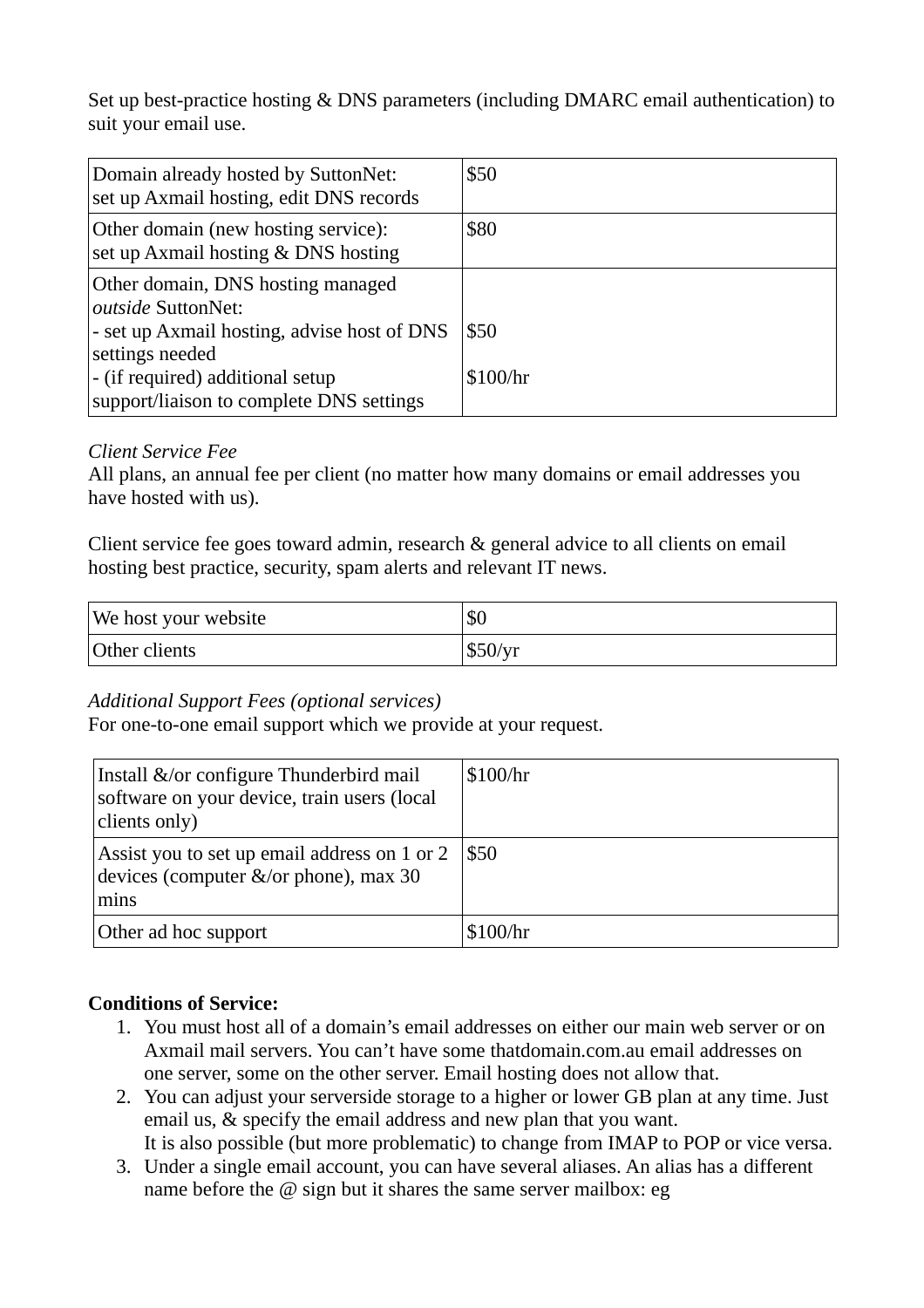Set up best-practice hosting & DNS parameters (including DMARC email authentication) to suit your email use.

| | |
|---|---|
| Domain already hosted by SuttonNet:<br>set up Axmail hosting, edit DNS records | $50 |
| Other domain (new hosting service):<br>set up Axmail hosting & DNS hosting | $80 |
| Other domain, DNS hosting managed *outside* SuttonNet:<br>- set up Axmail hosting, advise host of DNS settings needed<br>- (if required) additional setup support/liaison to complete DNS settings | <br><br>$50<br><br>$100/hr |

*Client Service Fee*
All plans, an annual fee per client (no matter how many domains or email addresses you have hosted with us).

Client service fee goes toward admin, research & general advice to all clients on email hosting best practice, security, spam alerts and relevant IT news.

| | |
|---|---|
| We host your website | $0 |
| Other clients | $50/yr |

*Additional Support Fees (optional services)*
For one-to-one email support which we provide at your request.

| | |
|---|---|
| Install &/or configure Thunderbird mail software on your device, train users (local clients only) | $100/hr |
| Assist you to set up email address on 1 or 2 devices (computer &/or phone), max 30 mins | $50 |
| Other ad hoc support | $100/hr |

**Conditions of Service:**

1. You must host all of a domain's email addresses on either our main web server or on Axmail mail servers. You can't have some thatdomain.com.au email addresses on one server, some on the other server. Email hosting does not allow that.
2. You can adjust your serverside storage to a higher or lower GB plan at any time. Just email us, & specify the email address and new plan that you want.
   It is also possible (but more problematic) to change from IMAP to POP or vice versa.
3. Under a single email account, you can have several aliases. An alias has a different name before the @ sign but it shares the same server mailbox: eg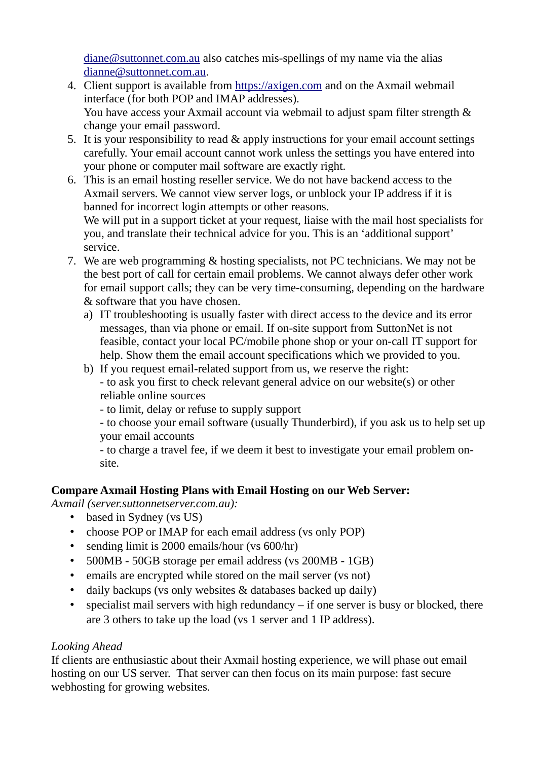[diane@suttonnet.com.au](mailto:diane@suttonnet.com.au) also catches mis-spellings of my name via the alias [dianne@suttonnet.com.au](mailto:dianne@suttonnet.com.au).

4. Client support is available from [https://axigen.com](https://axigen.com) and on the Axmail webmail interface (for both POP and IMAP addresses).
   You have access your Axmail account via webmail to adjust spam filter strength & change your email password.
5. It is your responsibility to read & apply instructions for your email account settings carefully. Your email account cannot work unless the settings you have entered into your phone or computer mail software are exactly right.
6. This is an email hosting reseller service. We do not have backend access to the Axmail servers. We cannot view server logs, or unblock your IP address if it is banned for incorrect login attempts or other reasons.
   We will put in a support ticket at your request, liaise with the mail host specialists for you, and translate their technical advice for you. This is an 'additional support' service.
7. We are web programming & hosting specialists, not PC technicians. We may not be the best port of call for certain email problems. We cannot always defer other work for email support calls; they can be very time-consuming, depending on the hardware & software that you have chosen.
   a) IT troubleshooting is usually faster with direct access to the device and its error messages, than via phone or email. If on-site support from SuttonNet is not feasible, contact your local PC/mobile phone shop or your on-call IT support for help. Show them the email account specifications which we provided to you.
   b) If you request email-related support from us, we reserve the right:
      - to ask you first to check relevant general advice on our website(s) or other reliable online sources
      - to limit, delay or refuse to supply support
      - to choose your email software (usually Thunderbird), if you ask us to help set up your email accounts
      - to charge a travel fee, if we deem it best to investigate your email problem on-site.

**Compare Axmail Hosting Plans with Email Hosting on our Web Server:**

*Axmail (server.suttonnetserver.com.au):*

- based in Sydney (vs US)
- choose POP or IMAP for each email address (vs only POP)
- sending limit is 2000 emails/hour (vs 600/hr)
- 500MB - 50GB storage per email address (vs 200MB - 1GB)
- emails are encrypted while stored on the mail server (vs not)
- daily backups (vs only websites & databases backed up daily)
- specialist mail servers with high redundancy – if one server is busy or blocked, there are 3 others to take up the load (vs 1 server and 1 IP address).

*Looking Ahead*

If clients are enthusiastic about their Axmail hosting experience, we will phase out email hosting on our US server. That server can then focus on its main purpose: fast secure webhosting for growing websites.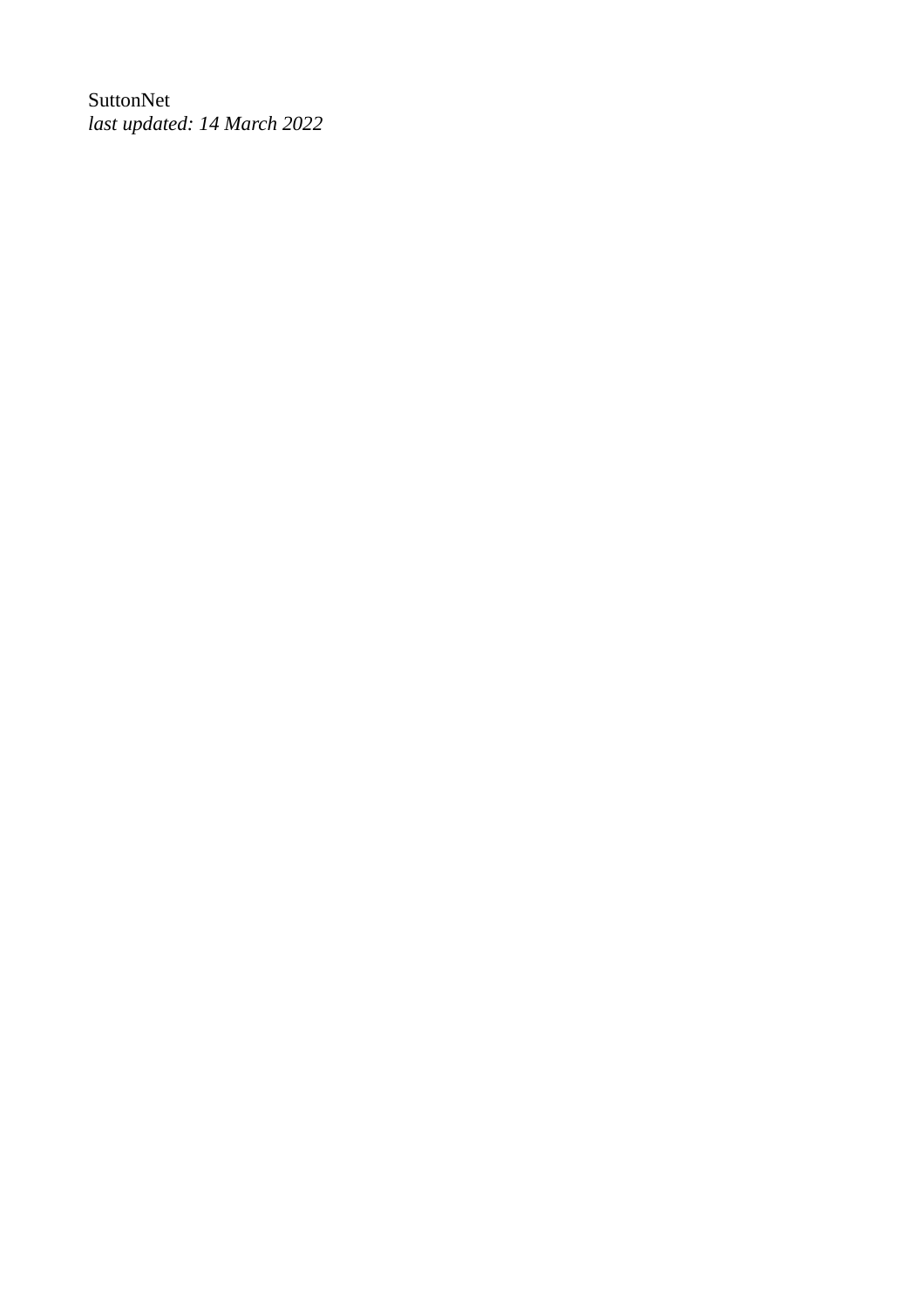SuttonNet
*last updated: 14 March 2022*